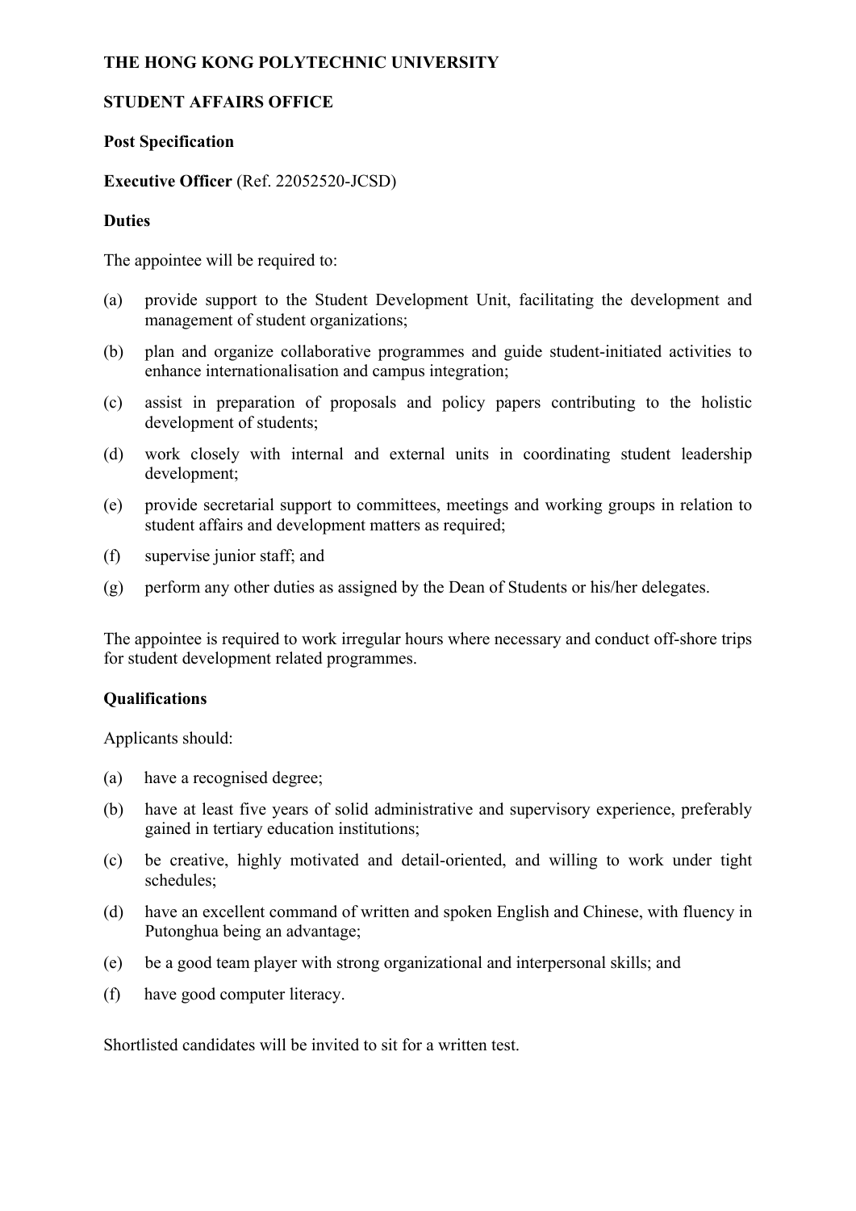**THE HONG KONG POLYTECHNIC UNIVERSITY**

**STUDENT AFFAIRS OFFICE**

**Post Specification**

**Executive Officer** (Ref. 22052520-JCSD)

**Duties**

The appointee will be required to:

(a) provide support to the Student Development Unit, facilitating the development and management of student organizations;

(b) plan and organize collaborative programmes and guide student-initiated activities to enhance internationalisation and campus integration;

(c) assist in preparation of proposals and policy papers contributing to the holistic development of students;

(d) work closely with internal and external units in coordinating student leadership development;

(e) provide secretarial support to committees, meetings and working groups in relation to student affairs and development matters as required;

(f) supervise junior staff; and

(g) perform any other duties as assigned by the Dean of Students or his/her delegates.

The appointee is required to work irregular hours where necessary and conduct off-shore trips for student development related programmes.

**Qualifications**

Applicants should:

(a) have a recognised degree;

(b) have at least five years of solid administrative and supervisory experience, preferably gained in tertiary education institutions;

(c) be creative, highly motivated and detail-oriented, and willing to work under tight schedules;

(d) have an excellent command of written and spoken English and Chinese, with fluency in Putonghua being an advantage;

(e) be a good team player with strong organizational and interpersonal skills; and

(f) have good computer literacy.

Shortlisted candidates will be invited to sit for a written test.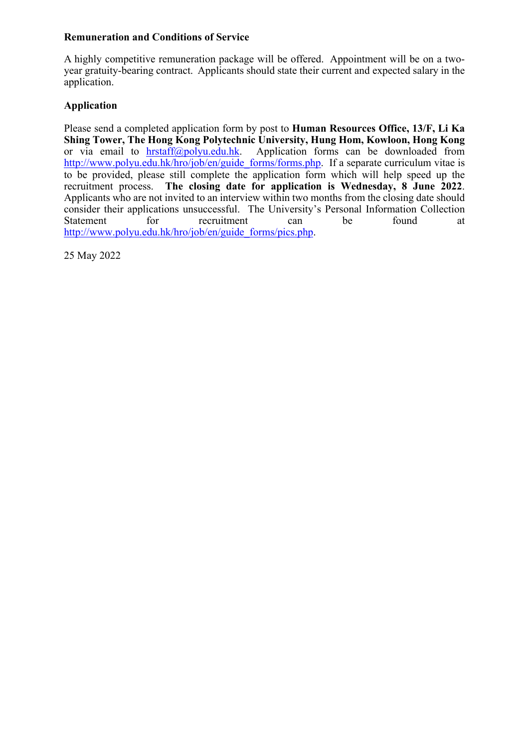**Remuneration and Conditions of Service**

A highly competitive remuneration package will be offered. Appointment will be on a two-year gratuity-bearing contract. Applicants should state their current and expected salary in the application.

**Application**

Please send a completed application form by post to **Human Resources Office, 13/F, Li Ka Shing Tower, The Hong Kong Polytechnic University, Hung Hom, Kowloon, Hong Kong** or via email to hrstaff@polyu.edu.hk. Application forms can be downloaded from http://www.polyu.edu.hk/hro/job/en/guide_forms/forms.php. If a separate curriculum vitae is to be provided, please still complete the application form which will help speed up the recruitment process. **The closing date for application is Wednesday, 8 June 2022**. Applicants who are not invited to an interview within two months from the closing date should consider their applications unsuccessful. The University's Personal Information Collection Statement for recruitment can be found at http://www.polyu.edu.hk/hro/job/en/guide_forms/pics.php.

25 May 2022